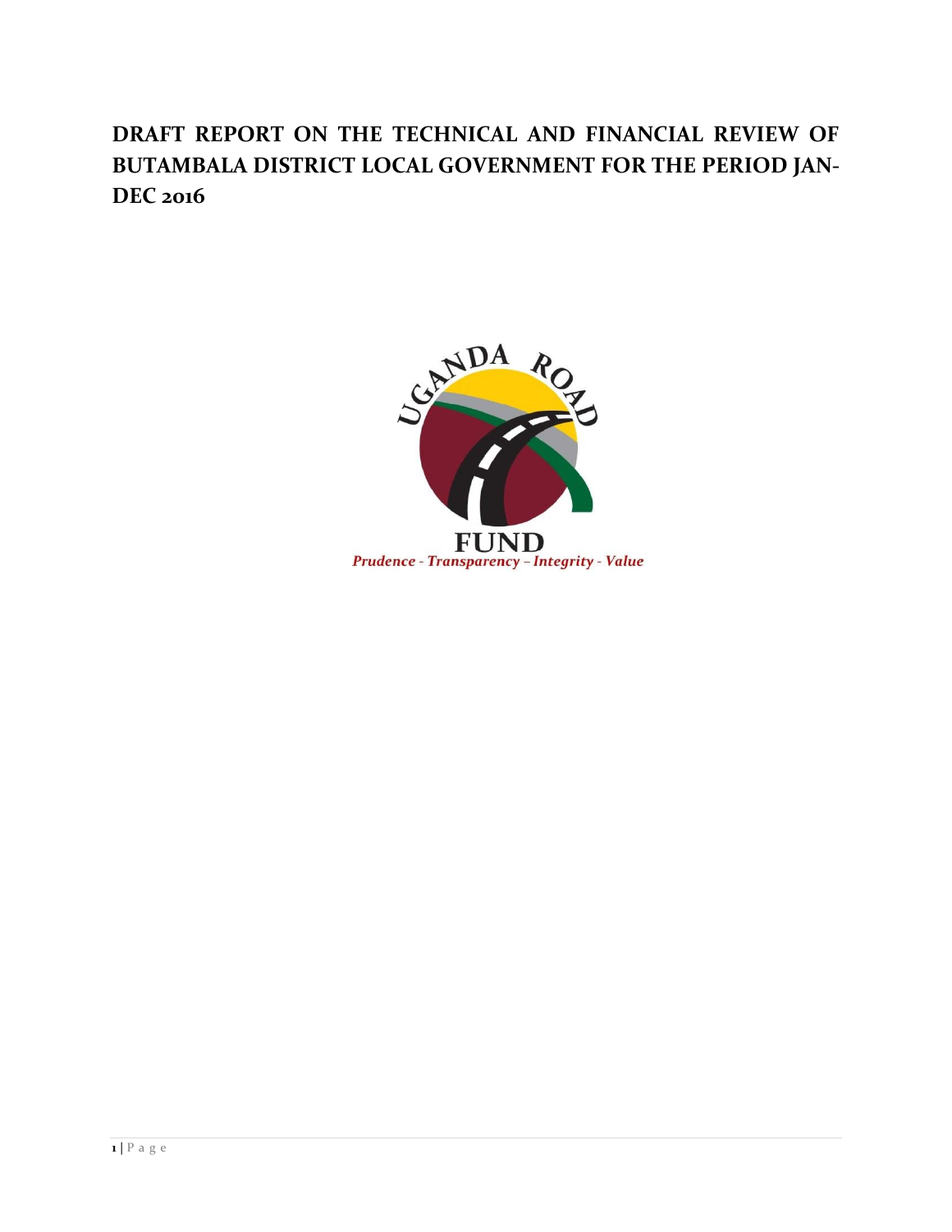# DRAFT REPORT ON THE TECHNICAL AND FINANCIAL REVIEW OF BUTAMBALA DISTRICT LOCAL GOVERNMENT FOR THE PERIOD JAN-DEC 2016

UGANDA ROAD FUND

*Prudence - Transparency – Integrity - Value*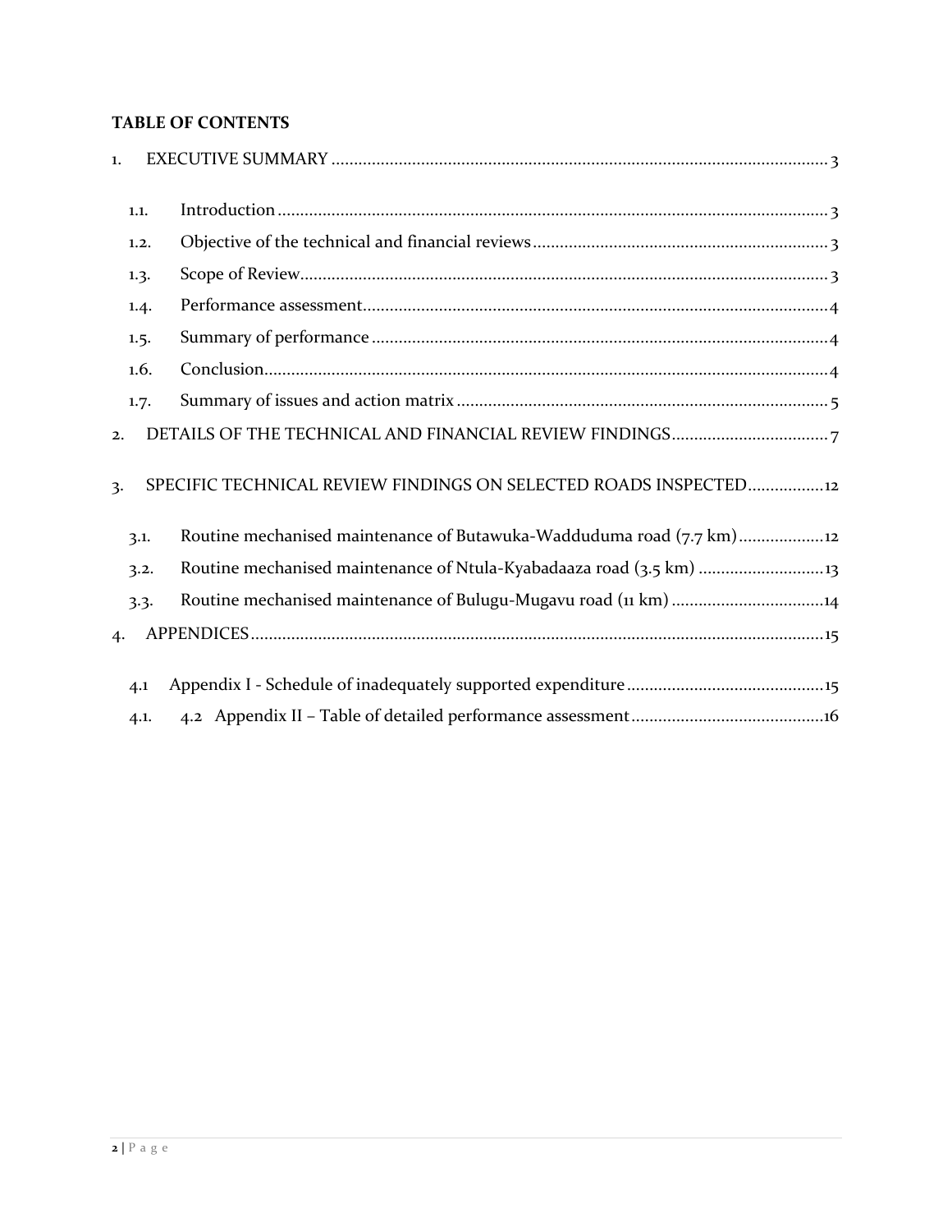**TABLE OF CONTENTS**

1. EXECUTIVE SUMMARY ... 3
   - 1.1. Introduction ... 3
   - 1.2. Objective of the technical and financial reviews ... 3
   - 1.3. Scope of Review ... 3
   - 1.4. Performance assessment ... 4
   - 1.5. Summary of performance ... 4
   - 1.6. Conclusion ... 4
   - 1.7. Summary of issues and action matrix ... 5
2. DETAILS OF THE TECHNICAL AND FINANCIAL REVIEW FINDINGS ... 7
3. SPECIFIC TECHNICAL REVIEW FINDINGS ON SELECTED ROADS INSPECTED ... 12
   - 3.1. Routine mechanised maintenance of Butawuka-Wadduduma road (7.7 km) ... 12
   - 3.2. Routine mechanised maintenance of Ntula-Kyabadaaza road (3.5 km) ... 13
   - 3.3. Routine mechanised maintenance of Bulugu-Mugavu road (11 km) ... 14
4. APPENDICES ... 15
   - 4.1 Appendix I - Schedule of inadequately supported expenditure ... 15
   - 4.1. 4.2 Appendix II – Table of detailed performance assessment ... 16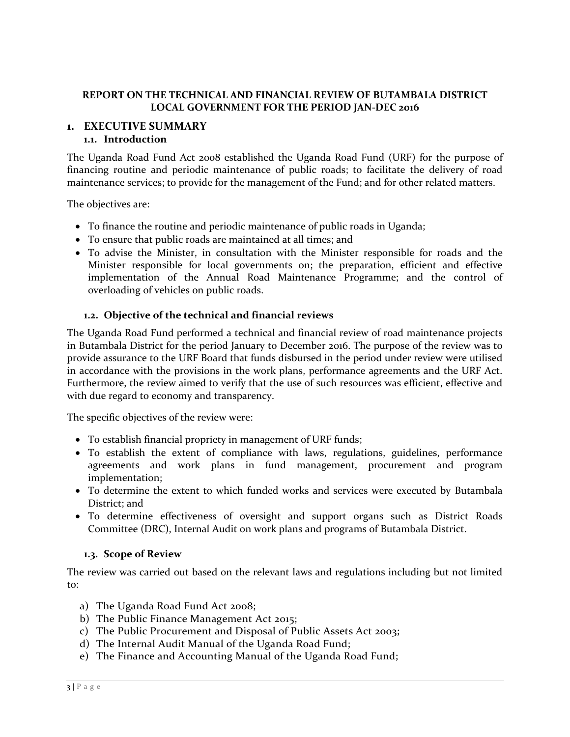**REPORT ON THE TECHNICAL AND FINANCIAL REVIEW OF BUTAMBALA DISTRICT LOCAL GOVERNMENT FOR THE PERIOD JAN-DEC 2016**

# 1. EXECUTIVE SUMMARY

## 1.1. Introduction

The Uganda Road Fund Act 2008 established the Uganda Road Fund (URF) for the purpose of financing routine and periodic maintenance of public roads; to facilitate the delivery of road maintenance services; to provide for the management of the Fund; and for other related matters.

The objectives are:

- To finance the routine and periodic maintenance of public roads in Uganda;
- To ensure that public roads are maintained at all times; and
- To advise the Minister, in consultation with the Minister responsible for roads and the Minister responsible for local governments on; the preparation, efficient and effective implementation of the Annual Road Maintenance Programme; and the control of overloading of vehicles on public roads.

## 1.2. Objective of the technical and financial reviews

The Uganda Road Fund performed a technical and financial review of road maintenance projects in Butambala District for the period January to December 2016. The purpose of the review was to provide assurance to the URF Board that funds disbursed in the period under review were utilised in accordance with the provisions in the work plans, performance agreements and the URF Act. Furthermore, the review aimed to verify that the use of such resources was efficient, effective and with due regard to economy and transparency.

The specific objectives of the review were:

- To establish financial propriety in management of URF funds;
- To establish the extent of compliance with laws, regulations, guidelines, performance agreements and work plans in fund management, procurement and program implementation;
- To determine the extent to which funded works and services were executed by Butambala District; and
- To determine effectiveness of oversight and support organs such as District Roads Committee (DRC), Internal Audit on work plans and programs of Butambala District.

## 1.3. Scope of Review

The review was carried out based on the relevant laws and regulations including but not limited to:

a) The Uganda Road Fund Act 2008;
b) The Public Finance Management Act 2015;
c) The Public Procurement and Disposal of Public Assets Act 2003;
d) The Internal Audit Manual of the Uganda Road Fund;
e) The Finance and Accounting Manual of the Uganda Road Fund;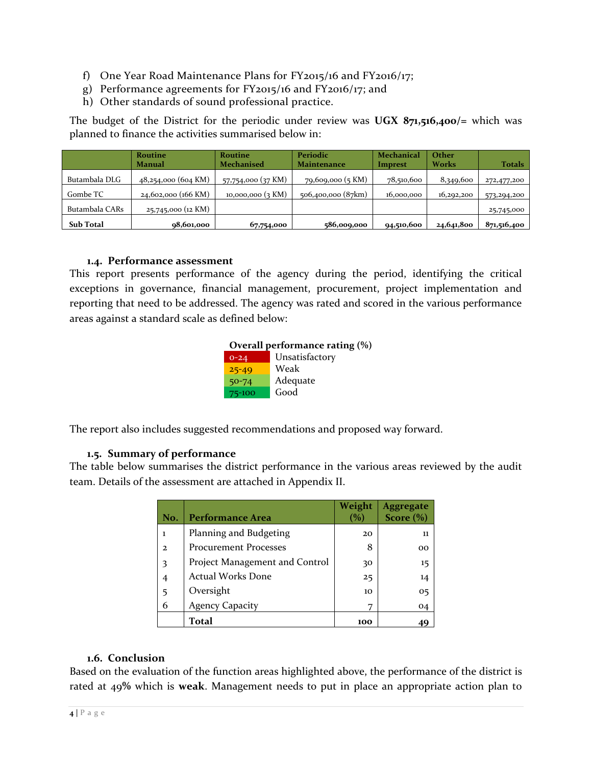f) One Year Road Maintenance Plans for FY2015/16 and FY2016/17;
g) Performance agreements for FY2015/16 and FY2016/17; and
h) Other standards of sound professional practice.

The budget of the District for the periodic under review was **UGX 871,516,400/=** which was planned to finance the activities summarised below in:

| | Routine Manual | Routine Mechanised | Periodic Maintenance | Mechanical Imprest | Other Works | Totals |
|---|---|---|---|---|---|---|
| Butambala DLG | 48,254,000 (604 KM) | 57,754,000 (37 KM) | 79,609,000 (5 KM) | 78,510,600 | 8,349,600 | 272,477,200 |
| Gombe TC | 24,602,000 (166 KM) | 10,000,000 (3 KM) | 506,400,000 (87km) | 16,000,000 | 16,292,200 | 573,294,200 |
| Butambala CARs | 25,745,000 (12 KM) | | | | | 25,745,000 |
| **Sub Total** | **98,601,000** | **67,754,000** | **586,009,000** | **94,510,600** | **24,641,800** | **871,516,400** |

### 1.4. Performance assessment

This report presents performance of the agency during the period, identifying the critical exceptions in governance, financial management, procurement, project implementation and reporting that need to be addressed. The agency was rated and scored in the various performance areas against a standard scale as defined below:

**Overall performance rating (%)**

| | |
|---|---|
| 0-24 | Unsatisfactory |
| 25-49 | Weak |
| 50-74 | Adequate |
| 75-100 | Good |

The report also includes suggested recommendations and proposed way forward.

### 1.5. Summary of performance

The table below summarises the district performance in the various areas reviewed by the audit team. Details of the assessment are attached in Appendix II.

| No. | Performance Area | Weight (%) | Aggregate Score (%) |
|---|---|---|---|
| 1 | Planning and Budgeting | 20 | 11 |
| 2 | Procurement Processes | 8 | 00 |
| 3 | Project Management and Control | 30 | 15 |
| 4 | Actual Works Done | 25 | 14 |
| 5 | Oversight | 10 | 05 |
| 6 | Agency Capacity | 7 | 04 |
| | **Total** | **100** | **49** |

### 1.6. Conclusion

Based on the evaluation of the function areas highlighted above, the performance of the district is rated at 49% which is **weak**. Management needs to put in place an appropriate action plan to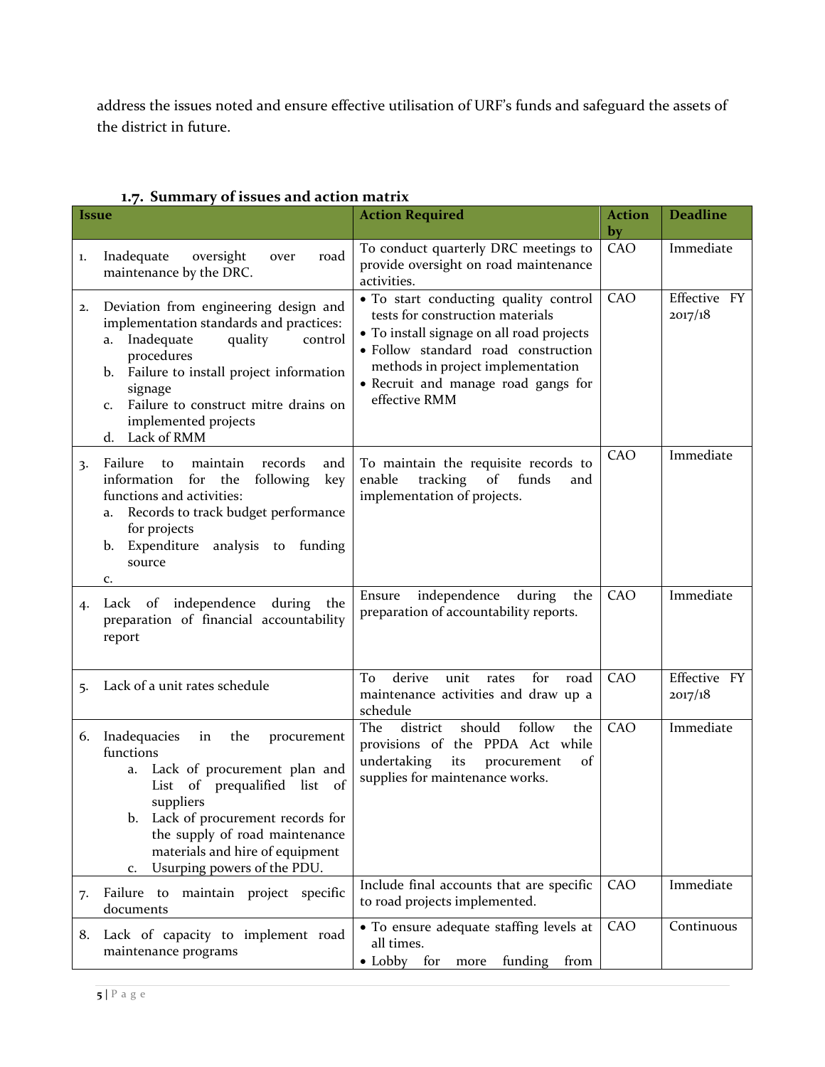address the issues noted and ensure effective utilisation of URF's funds and safeguard the assets of the district in future.

### 1.7. Summary of issues and action matrix

| Issue | Action Required | Action by | Deadline |
|---|---|---|---|
| 1. Inadequate oversight over road maintenance by the DRC. | To conduct quarterly DRC meetings to provide oversight on road maintenance activities. | CAO | Immediate |
| 2. Deviation from engineering design and implementation standards and practices:<br>a. Inadequate quality control procedures<br>b. Failure to install project information signage<br>c. Failure to construct mitre drains on implemented projects<br>d. Lack of RMM | • To start conducting quality control tests for construction materials<br>• To install signage on all road projects<br>• Follow standard road construction methods in project implementation<br>• Recruit and manage road gangs for effective RMM | CAO | Effective FY 2017/18 |
| 3. Failure to maintain records and information for the following key functions and activities:<br>a. Records to track budget performance for projects<br>b. Expenditure analysis to funding source<br>c. | To maintain the requisite records to enable tracking of funds and implementation of projects. | CAO | Immediate |
| 4. Lack of independence during the preparation of financial accountability report | Ensure independence during the preparation of accountability reports. | CAO | Immediate |
| 5. Lack of a unit rates schedule | To derive unit rates for road maintenance activities and draw up a schedule | CAO | Effective FY 2017/18 |
| 6. Inadequacies in the procurement functions<br>a. Lack of procurement plan and List of prequalified list of suppliers<br>b. Lack of procurement records for the supply of road maintenance materials and hire of equipment<br>c. Usurping powers of the PDU. | The district should follow the provisions of the PPDA Act while undertaking its procurement of supplies for maintenance works. | CAO | Immediate |
| 7. Failure to maintain project specific documents | Include final accounts that are specific to road projects implemented. | CAO | Immediate |
| 8. Lack of capacity to implement road maintenance programs | • To ensure adequate staffing levels at all times.<br>• Lobby for more funding from | CAO | Continuous |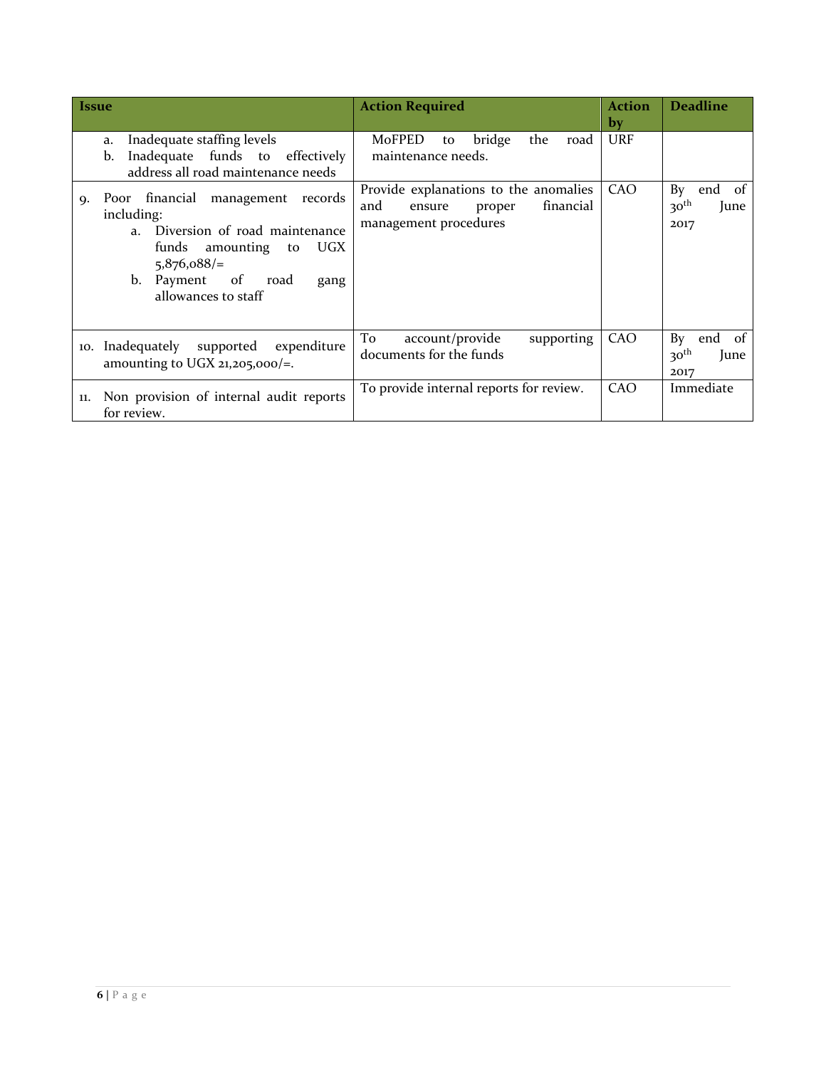| Issue | Action Required | Action by | Deadline |
|---|---|---|---|
| a. Inadequate staffing levels<br>b. Inadequate funds to effectively address all road maintenance needs | MoFPED to bridge the road maintenance needs. | URF | |
| 9. Poor financial management records including:<br>a. Diversion of road maintenance funds amounting to UGX 5,876,088/=<br>b. Payment of road gang allowances to staff | Provide explanations to the anomalies and ensure proper financial management procedures | CAO | By end of 30th June 2017 |
| 10. Inadequately supported expenditure amounting to UGX 21,205,000/=. | To account/provide supporting documents for the funds | CAO | By end of 30th June 2017 |
| 11. Non provision of internal audit reports for review. | To provide internal reports for review. | CAO | Immediate |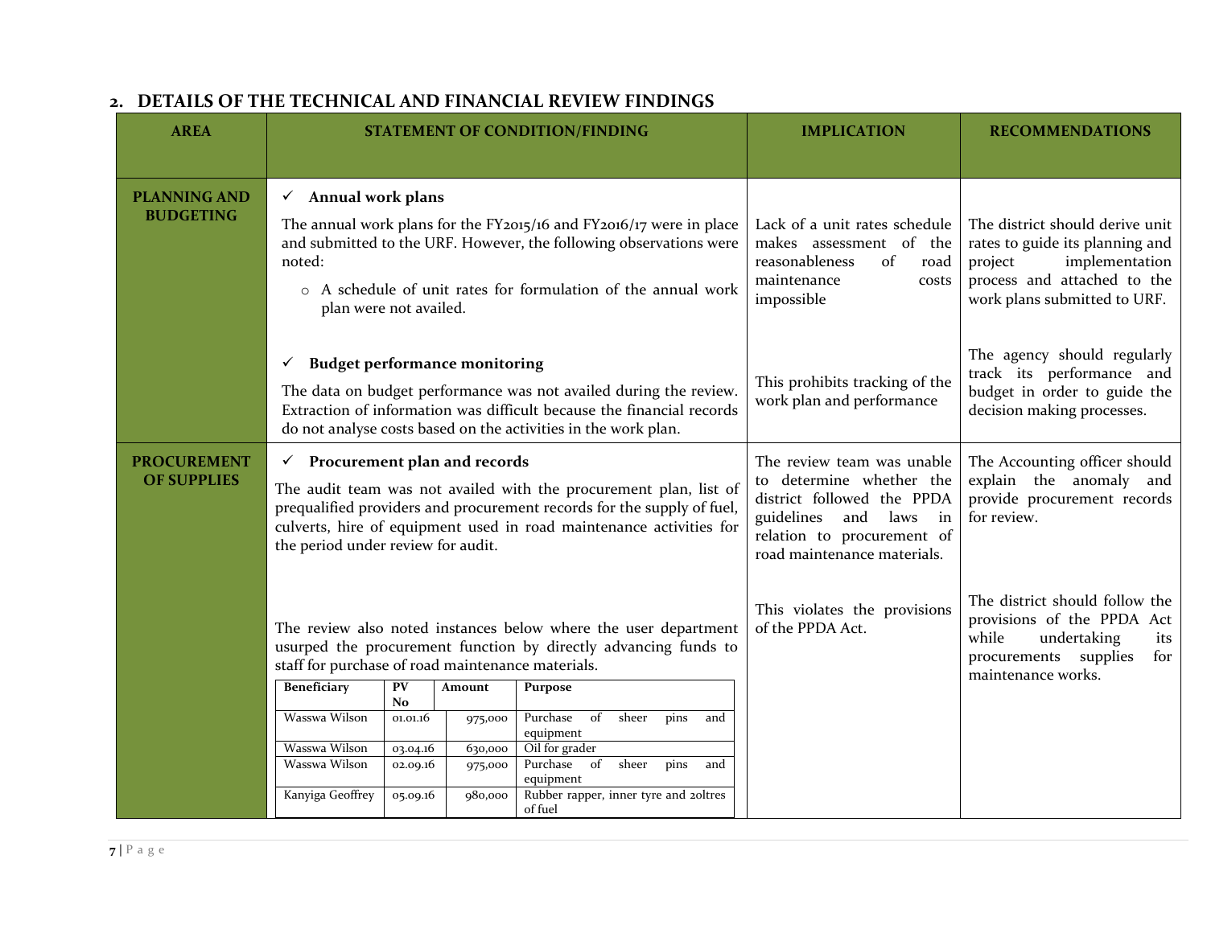## 2. DETAILS OF THE TECHNICAL AND FINANCIAL REVIEW FINDINGS

| AREA | STATEMENT OF CONDITION/FINDING | IMPLICATION | RECOMMENDATIONS |
|---|---|---|---|
| **PLANNING AND BUDGETING** | ✓ **Annual work plans**<br>The annual work plans for the FY2015/16 and FY2016/17 were in place and submitted to the URF. However, the following observations were noted:<br>○ A schedule of unit rates for formulation of the annual work plan were not availed. | Lack of a unit rates schedule makes assessment of the reasonableness of road maintenance costs impossible | The district should derive unit rates to guide its planning and project implementation process and attached to the work plans submitted to URF. |
| | ✓ **Budget performance monitoring**<br>The data on budget performance was not availed during the review. Extraction of information was difficult because the financial records do not analyse costs based on the activities in the work plan. | This prohibits tracking of the work plan and performance | The agency should regularly track its performance and budget in order to guide the decision making processes. |
| **PROCUREMENT OF SUPPLIES** | ✓ **Procurement plan and records**<br>The audit team was not availed with the procurement plan, list of prequalified providers and procurement records for the supply of fuel, culverts, hire of equipment used in road maintenance activities for the period under review for audit. | The review team was unable to determine whether the district followed the PPDA guidelines and laws in relation to procurement of road maintenance materials. | The Accounting officer should explain the anomaly and provide procurement records for review. |
| | The review also noted instances below where the user department usurped the procurement function by directly advancing funds to staff for purchase of road maintenance materials. (see table below) | This violates the provisions of the PPDA Act. | The district should follow the provisions of the PPDA Act while undertaking its procurements supplies for maintenance works. |

| Beneficiary | PV No | Amount | Purpose |
|---|---|---|---|
| Wasswa Wilson | 01.01.16 | 975,000 | Purchase of sheer pins and equipment |
| Wasswa Wilson | 03.04.16 | 630,000 | Oil for grader |
| Wasswa Wilson | 02.09.16 | 975,000 | Purchase of sheer pins and equipment |
| Kanyiga Geoffrey | 05.09.16 | 980,000 | Rubber rapper, inner tyre and 20ltres of fuel |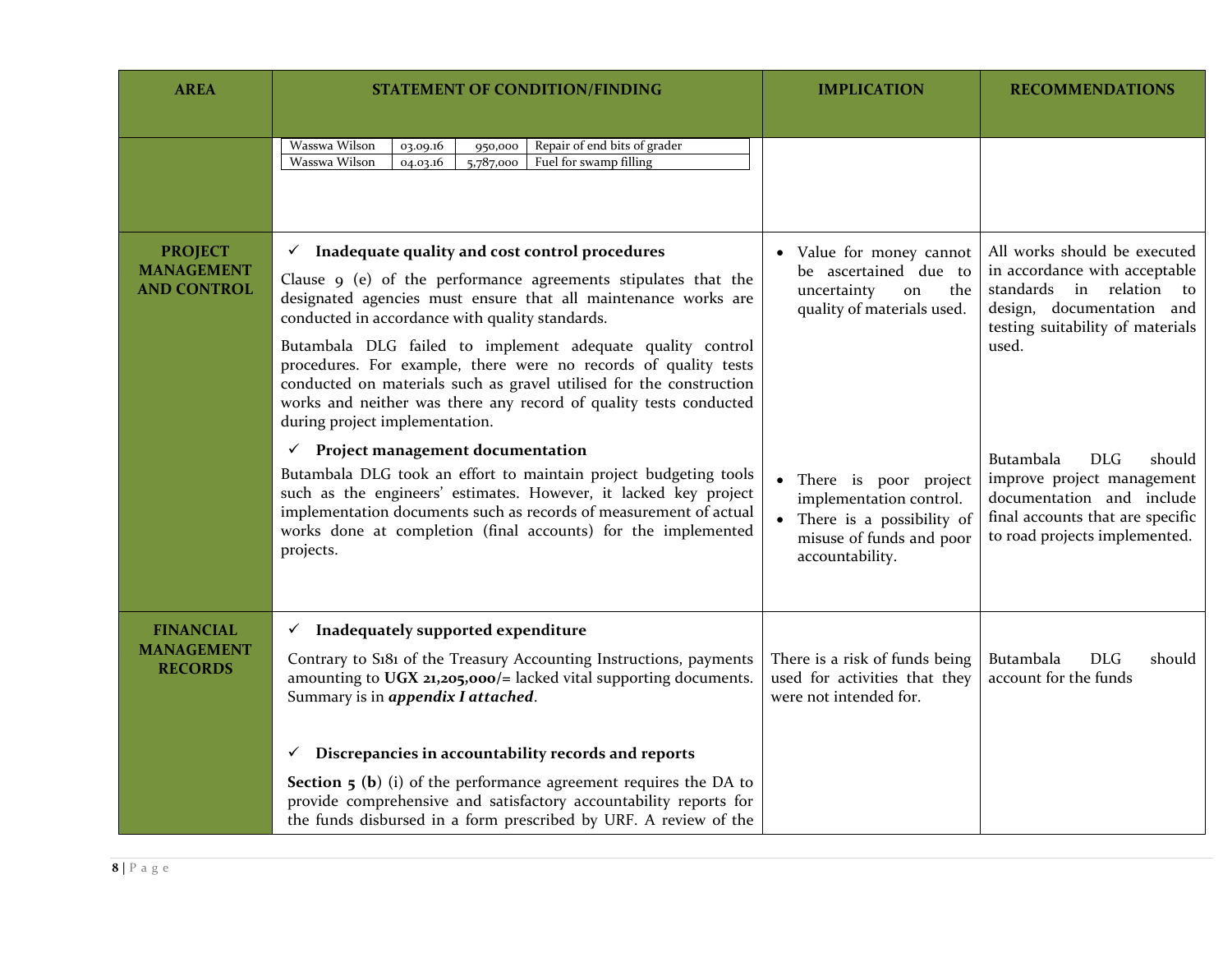| AREA | STATEMENT OF CONDITION/FINDING | IMPLICATION | RECOMMENDATIONS |
|---|---|---|---|
| | Wasswa Wilson \| 03.09.16 \| 950,000 \| Repair of end bits of grader<br>Wasswa Wilson \| 04.03.16 \| 5,787,000 \| Fuel for swamp filling | | |
| **PROJECT MANAGEMENT AND CONTROL** | ✓ **Inadequate quality and cost control procedures**<br><br>Clause 9 (e) of the performance agreements stipulates that the designated agencies must ensure that all maintenance works are conducted in accordance with quality standards.<br><br>Butambala DLG failed to implement adequate quality control procedures. For example, there were no records of quality tests conducted on materials such as gravel utilised for the construction works and neither was there any record of quality tests conducted during project implementation. | • Value for money cannot be ascertained due to uncertainty on the quality of materials used. | All works should be executed in accordance with acceptable standards in relation to design, documentation and testing suitability of materials used. |
| | ✓ **Project management documentation**<br><br>Butambala DLG took an effort to maintain project budgeting tools such as the engineers' estimates. However, it lacked key project implementation documents such as records of measurement of actual works done at completion (final accounts) for the implemented projects. | • There is poor project implementation control.<br>• There is a possibility of misuse of funds and poor accountability. | Butambala DLG should improve project management documentation and include final accounts that are specific to road projects implemented. |
| **FINANCIAL MANAGEMENT RECORDS** | ✓ **Inadequately supported expenditure**<br><br>Contrary to S181 of the Treasury Accounting Instructions, payments amounting to **UGX 21,205,000/=** lacked vital supporting documents. Summary is in ***appendix I attached***. | There is a risk of funds being used for activities that they were not intended for. | Butambala DLG should account for the funds |
| | ✓ **Discrepancies in accountability records and reports**<br><br>**Section 5 (b)** (i) of the performance agreement requires the DA to provide comprehensive and satisfactory accountability reports for the funds disbursed in a form prescribed by URF. A review of the | | |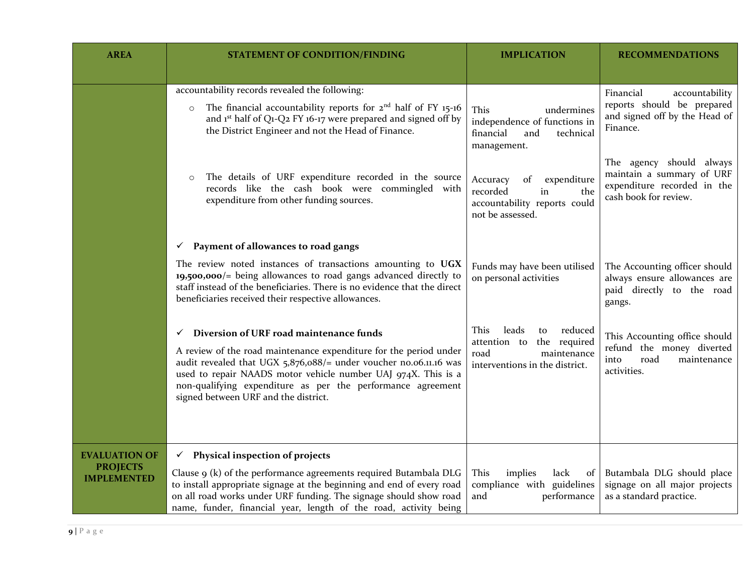| AREA | STATEMENT OF CONDITION/FINDING | IMPLICATION | RECOMMENDATIONS |
|---|---|---|---|
| | accountability records revealed the following:<br>○ The financial accountability reports for 2nd half of FY 15-16 and 1st half of Q1-Q2 FY 16-17 were prepared and signed off by the District Engineer and not the Head of Finance. | This undermines independence of functions in financial and technical management. | Financial accountability reports should be prepared and signed off by the Head of Finance. |
| | ○ The details of URF expenditure recorded in the source records like the cash book were commingled with expenditure from other funding sources. | Accuracy of expenditure recorded in the accountability reports could not be assessed. | The agency should always maintain a summary of URF expenditure recorded in the cash book for review. |
| | ✓ **Payment of allowances to road gangs**<br>The review noted instances of transactions amounting to **UGX 19,500,000**/= being allowances to road gangs advanced directly to staff instead of the beneficiaries. There is no evidence that the direct beneficiaries received their respective allowances. | Funds may have been utilised on personal activities | The Accounting officer should always ensure allowances are paid directly to the road gangs. |
| | ✓ **Diversion of URF road maintenance funds**<br>A review of the road maintenance expenditure for the period under audit revealed that UGX 5,876,088/= under voucher no.06.11.16 was used to repair NAADS motor vehicle number UAJ 974X. This is a non-qualifying expenditure as per the performance agreement signed between URF and the district. | This leads to reduced attention to the required road maintenance interventions in the district. | This Accounting office should refund the money diverted into road maintenance activities. |
| **EVALUATION OF PROJECTS IMPLEMENTED** | ✓ **Physical inspection of projects**<br>Clause 9 (k) of the performance agreements required Butambala DLG to install appropriate signage at the beginning and end of every road on all road works under URF funding. The signage should show road name, funder, financial year, length of the road, activity being | This implies lack of compliance with guidelines and performance | Butambala DLG should place signage on all major projects as a standard practice. |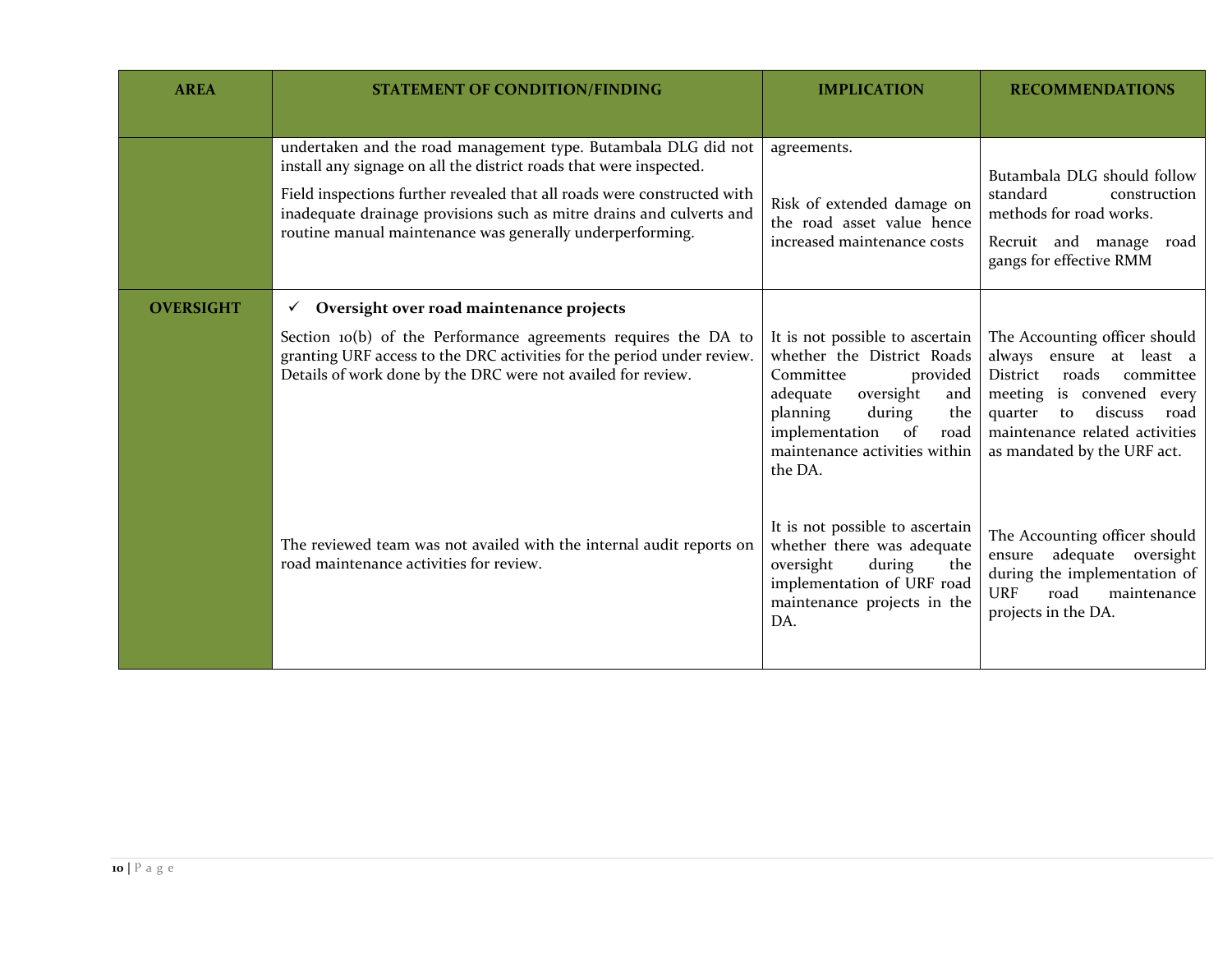| AREA | STATEMENT OF CONDITION/FINDING | IMPLICATION | RECOMMENDATIONS |
|---|---|---|---|
| | undertaken and the road management type. Butambala DLG did not install any signage on all the district roads that were inspected.<br><br>Field inspections further revealed that all roads were constructed with inadequate drainage provisions such as mitre drains and culverts and routine manual maintenance was generally underperforming. | agreements.<br><br>Risk of extended damage on the road asset value hence increased maintenance costs | Butambala DLG should follow standard construction methods for road works.<br><br>Recruit and manage road gangs for effective RMM |
| **OVERSIGHT** | ✓ **Oversight over road maintenance projects**<br><br>Section 10(b) of the Performance agreements requires the DA to granting URF access to the DRC activities for the period under review. Details of work done by the DRC were not availed for review. | It is not possible to ascertain whether the District Roads Committee provided adequate oversight and planning during the implementation of road maintenance activities within the DA. | The Accounting officer should always ensure at least a District roads committee meeting is convened every quarter to discuss road maintenance related activities as mandated by the URF act. |
| | The reviewed team was not availed with the internal audit reports on road maintenance activities for review. | It is not possible to ascertain whether there was adequate oversight during the implementation of URF road maintenance projects in the DA. | The Accounting officer should ensure adequate oversight during the implementation of URF road maintenance projects in the DA. |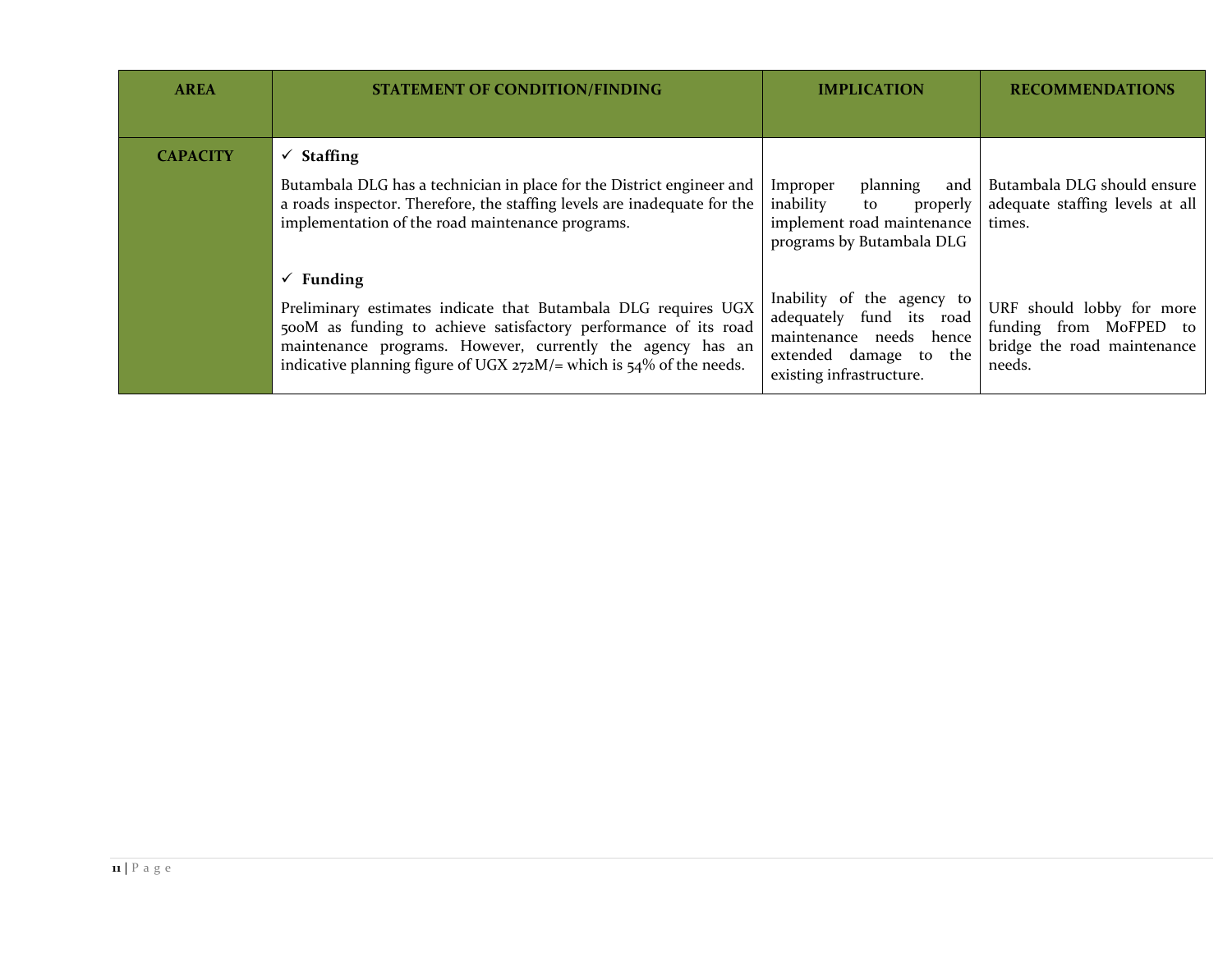| AREA | STATEMENT OF CONDITION/FINDING | IMPLICATION | RECOMMENDATIONS |
|---|---|---|---|
| **CAPACITY** | ✓ **Staffing**<br><br>Butambala DLG has a technician in place for the District engineer and a roads inspector. Therefore, the staffing levels are inadequate for the implementation of the road maintenance programs. | Improper planning and inability to properly implement road maintenance programs by Butambala DLG | Butambala DLG should ensure adequate staffing levels at all times. |
| | ✓ **Funding**<br><br>Preliminary estimates indicate that Butambala DLG requires UGX 500M as funding to achieve satisfactory performance of its road maintenance programs. However, currently the agency has an indicative planning figure of UGX 272M/= which is 54% of the needs. | Inability of the agency to adequately fund its road maintenance needs hence extended damage to the existing infrastructure. | URF should lobby for more funding from MoFPED to bridge the road maintenance needs. |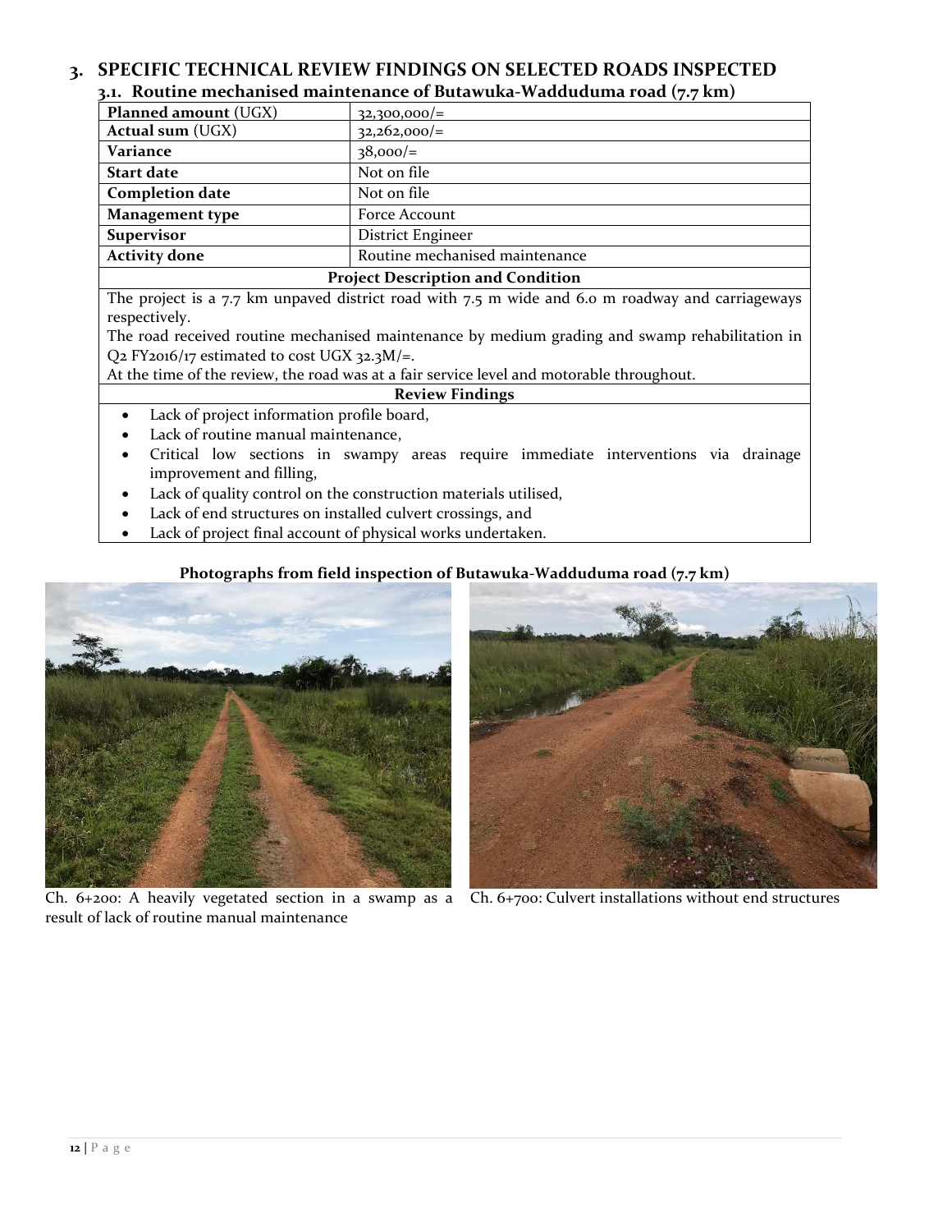# 3. SPECIFIC TECHNICAL REVIEW FINDINGS ON SELECTED ROADS INSPECTED

## 3.1. Routine mechanised maintenance of Butawuka-Wadduduma road (7.7 km)

| | |
|---|---|
| **Planned amount** (UGX) | 32,300,000/= |
| **Actual sum** (UGX) | 32,262,000/= |
| **Variance** | 38,000/= |
| **Start date** | Not on file |
| **Completion date** | Not on file |
| **Management type** | Force Account |
| **Supervisor** | District Engineer |
| **Activity done** | Routine mechanised maintenance |

**Project Description and Condition**

The project is a 7.7 km unpaved district road with 7.5 m wide and 6.0 m roadway and carriageways respectively.

The road received routine mechanised maintenance by medium grading and swamp rehabilitation in Q2 FY2016/17 estimated to cost UGX 32.3M/=.

At the time of the review, the road was at a fair service level and motorable throughout.

**Review Findings**

- Lack of project information profile board,
- Lack of routine manual maintenance,
- Critical low sections in swampy areas require immediate interventions via drainage improvement and filling,
- Lack of quality control on the construction materials utilised,
- Lack of end structures on installed culvert crossings, and
- Lack of project final account of physical works undertaken.

**Photographs from field inspection of Butawuka-Wadduduma road (7.7 km)**

Ch. 6+200: A heavily vegetated section in a swamp as a result of lack of routine manual maintenance

Ch. 6+700: Culvert installations without end structures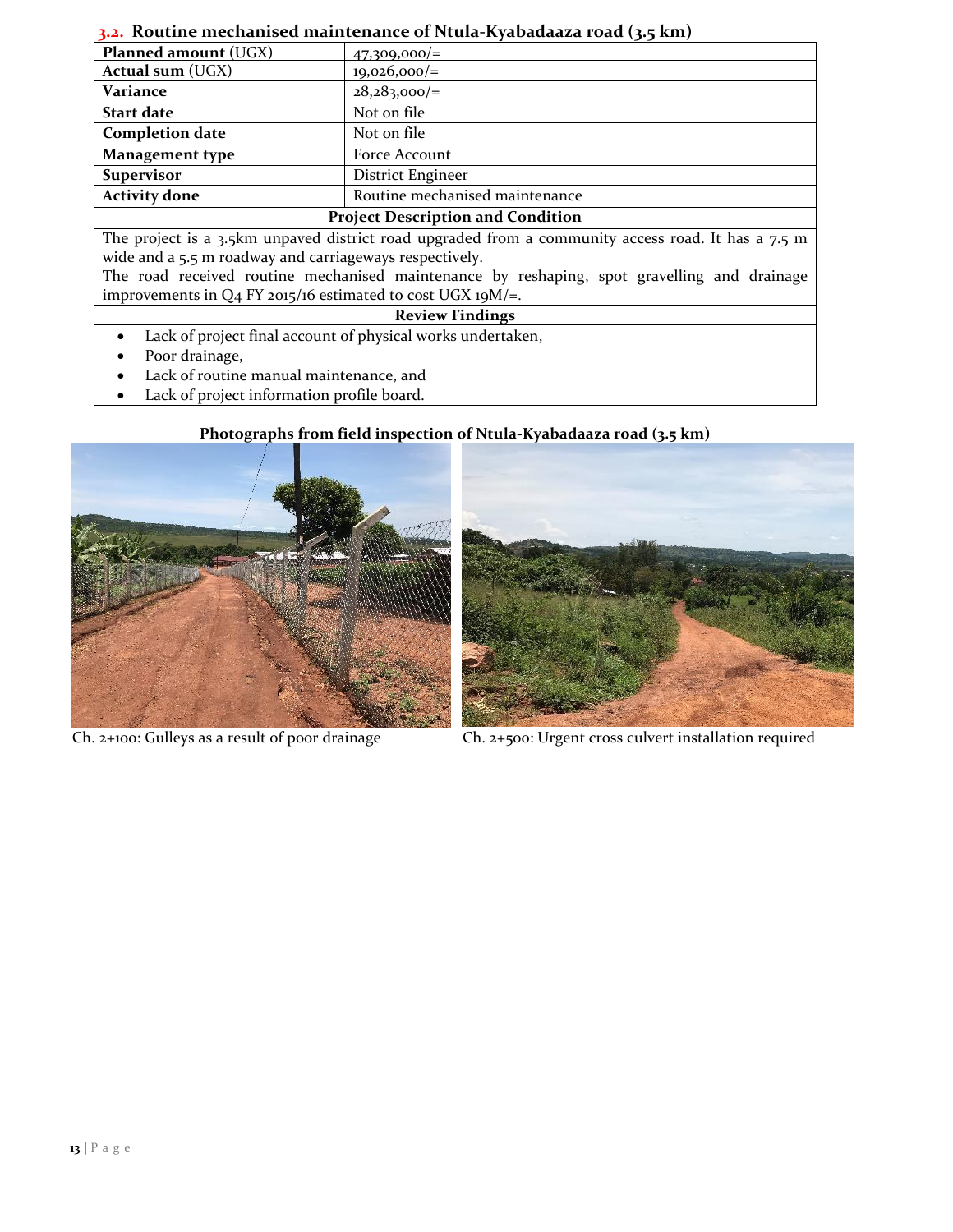### 3.2. Routine mechanised maintenance of Ntula-Kyabadaaza road (3.5 km)

| **Planned amount** (UGX) | 47,309,000/= |
|---|---|
| **Actual sum** (UGX) | 19,026,000/= |
| **Variance** | 28,283,000/= |
| **Start date** | Not on file |
| **Completion date** | Not on file |
| **Management type** | Force Account |
| **Supervisor** | District Engineer |
| **Activity done** | Routine mechanised maintenance |

**Project Description and Condition**

The project is a 3.5km unpaved district road upgraded from a community access road. It has a 7.5 m wide and a 5.5 m roadway and carriageways respectively.

The road received routine mechanised maintenance by reshaping, spot gravelling and drainage improvements in Q4 FY 2015/16 estimated to cost UGX 19M/=.

**Review Findings**

- Lack of project final account of physical works undertaken,
- Poor drainage,
- Lack of routine manual maintenance, and
- Lack of project information profile board.

**Photographs from field inspection of Ntula-Kyabadaaza road (3.5 km)**

Ch. 2+100: Gulleys as a result of poor drainage

Ch. 2+500: Urgent cross culvert installation required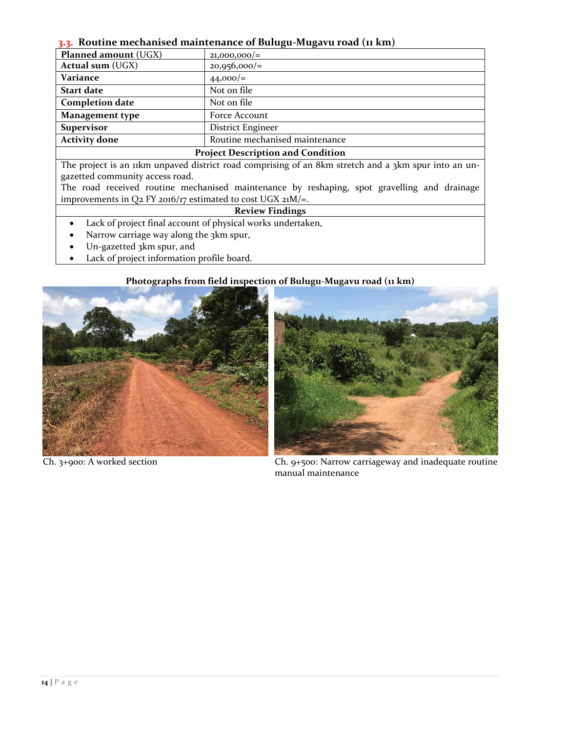### 3.3. Routine mechanised maintenance of Bulugu-Mugavu road (11 km)

| **Planned amount** (UGX) | 21,000,000/= |
|---|---|
| **Actual sum** (UGX) | 20,956,000/= |
| **Variance** | 44,000/= |
| **Start date** | Not on file |
| **Completion date** | Not on file |
| **Management type** | Force Account |
| **Supervisor** | District Engineer |
| **Activity done** | Routine mechanised maintenance |

**Project Description and Condition**

The project is an 11km unpaved district road comprising of an 8km stretch and a 3km spur into an un-gazetted community access road.

The road received routine mechanised maintenance by reshaping, spot gravelling and drainage improvements in Q2 FY 2016/17 estimated to cost UGX 21M/=.

**Review Findings**

- Lack of project final account of physical works undertaken,
- Narrow carriage way along the 3km spur,
- Un-gazetted 3km spur, and
- Lack of project information profile board.

**Photographs from field inspection of Bulugu-Mugavu road (11 km)**

Ch. 3+900: A worked section

Ch. 9+500: Narrow carriageway and inadequate routine manual maintenance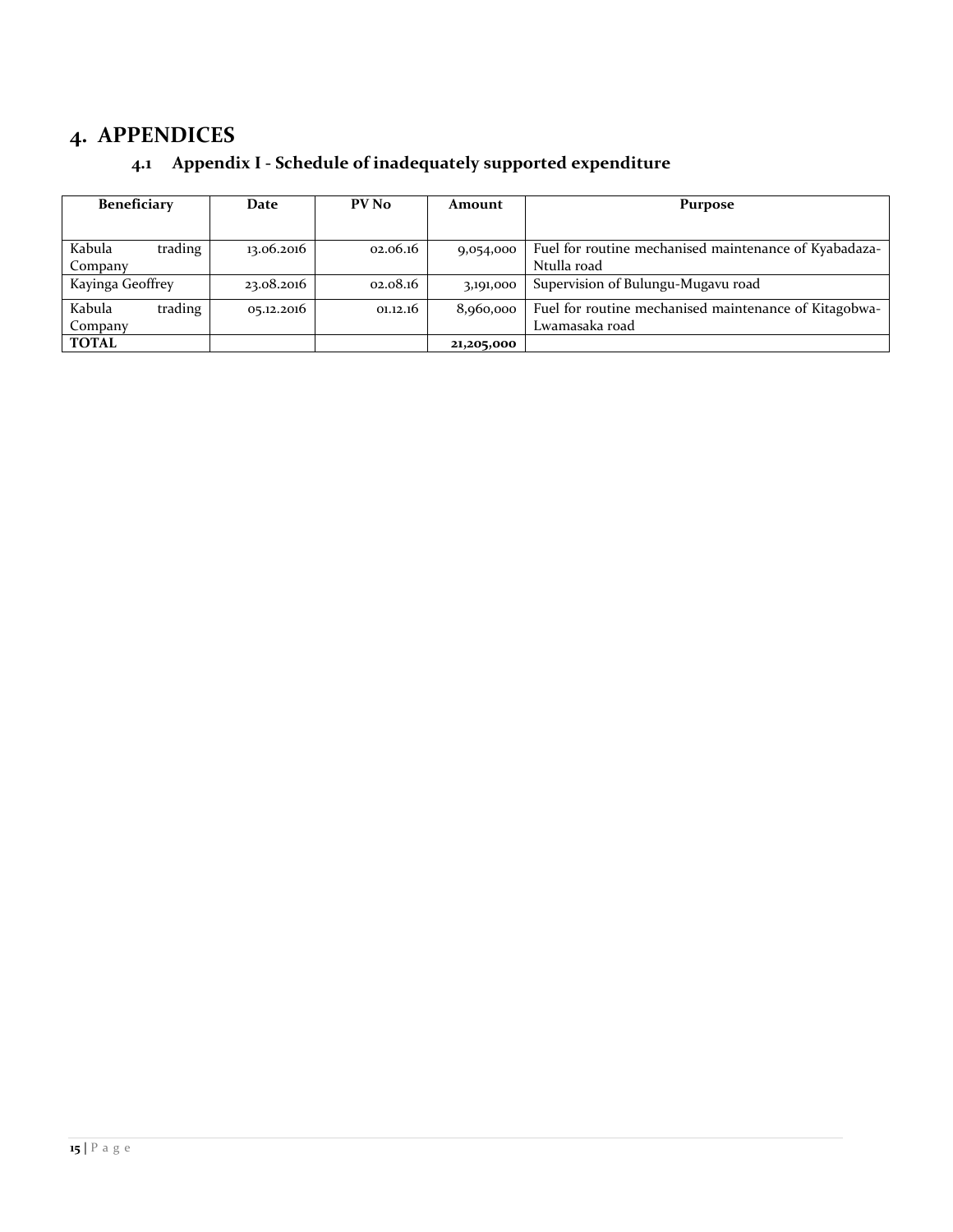# 4. APPENDICES

## 4.1 Appendix I - Schedule of inadequately supported expenditure

| Beneficiary | Date | PV No | Amount | Purpose |
|---|---|---|---|---|
| Kabula trading Company | 13.06.2016 | 02.06.16 | 9,054,000 | Fuel for routine mechanised maintenance of Kyabadaza-Ntulla road |
| Kayinga Geoffrey | 23.08.2016 | 02.08.16 | 3,191,000 | Supervision of Bulungu-Mugavu road |
| Kabula trading Company | 05.12.2016 | 01.12.16 | 8,960,000 | Fuel for routine mechanised maintenance of Kitagobwa-Lwamasaka road |
| **TOTAL** | | | **21,205,000** | |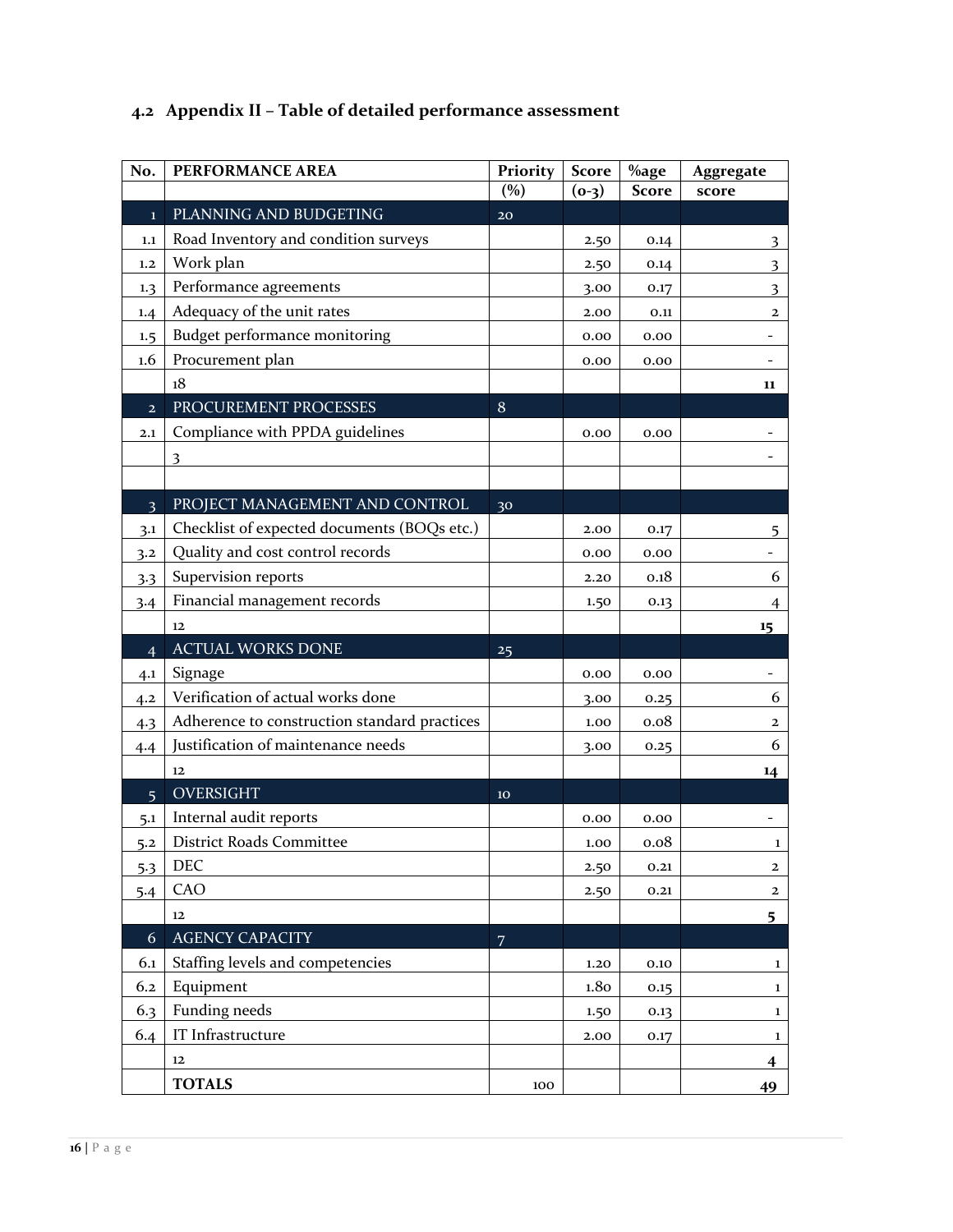## 4.2 Appendix II – Table of detailed performance assessment

| No. | PERFORMANCE AREA | Priority (%) | Score (0-3) | %age Score | Aggregate score |
|---|---|---|---|---|---|
| 1 | PLANNING AND BUDGETING | 20 | | | |
| 1.1 | Road Inventory and condition surveys | | 2.50 | 0.14 | 3 |
| 1.2 | Work plan | | 2.50 | 0.14 | 3 |
| 1.3 | Performance agreements | | 3.00 | 0.17 | 3 |
| 1.4 | Adequacy of the unit rates | | 2.00 | 0.11 | 2 |
| 1.5 | Budget performance monitoring | | 0.00 | 0.00 | - |
| 1.6 | Procurement plan | | 0.00 | 0.00 | - |
| | 18 | | | | **11** |
| 2 | PROCUREMENT PROCESSES | 8 | | | |
| 2.1 | Compliance with PPDA guidelines | | 0.00 | 0.00 | - |
| | 3 | | | | - |
| | | | | | |
| 3 | PROJECT MANAGEMENT AND CONTROL | 30 | | | |
| 3.1 | Checklist of expected documents (BOQs etc.) | | 2.00 | 0.17 | 5 |
| 3.2 | Quality and cost control records | | 0.00 | 0.00 | - |
| 3.3 | Supervision reports | | 2.20 | 0.18 | 6 |
| 3.4 | Financial management records | | 1.50 | 0.13 | 4 |
| | 12 | | | | **15** |
| 4 | ACTUAL WORKS DONE | 25 | | | |
| 4.1 | Signage | | 0.00 | 0.00 | - |
| 4.2 | Verification of actual works done | | 3.00 | 0.25 | 6 |
| 4.3 | Adherence to construction standard practices | | 1.00 | 0.08 | 2 |
| 4.4 | Justification of maintenance needs | | 3.00 | 0.25 | 6 |
| | 12 | | | | **14** |
| 5 | OVERSIGHT | 10 | | | |
| 5.1 | Internal audit reports | | 0.00 | 0.00 | - |
| 5.2 | District Roads Committee | | 1.00 | 0.08 | 1 |
| 5.3 | DEC | | 2.50 | 0.21 | 2 |
| 5.4 | CAO | | 2.50 | 0.21 | 2 |
| | 12 | | | | **5** |
| 6 | AGENCY CAPACITY | 7 | | | |
| 6.1 | Staffing levels and competencies | | 1.20 | 0.10 | 1 |
| 6.2 | Equipment | | 1.80 | 0.15 | 1 |
| 6.3 | Funding needs | | 1.50 | 0.13 | 1 |
| 6.4 | IT Infrastructure | | 2.00 | 0.17 | 1 |
| | 12 | | | | **4** |
| | **TOTALS** | 100 | | | **49** |